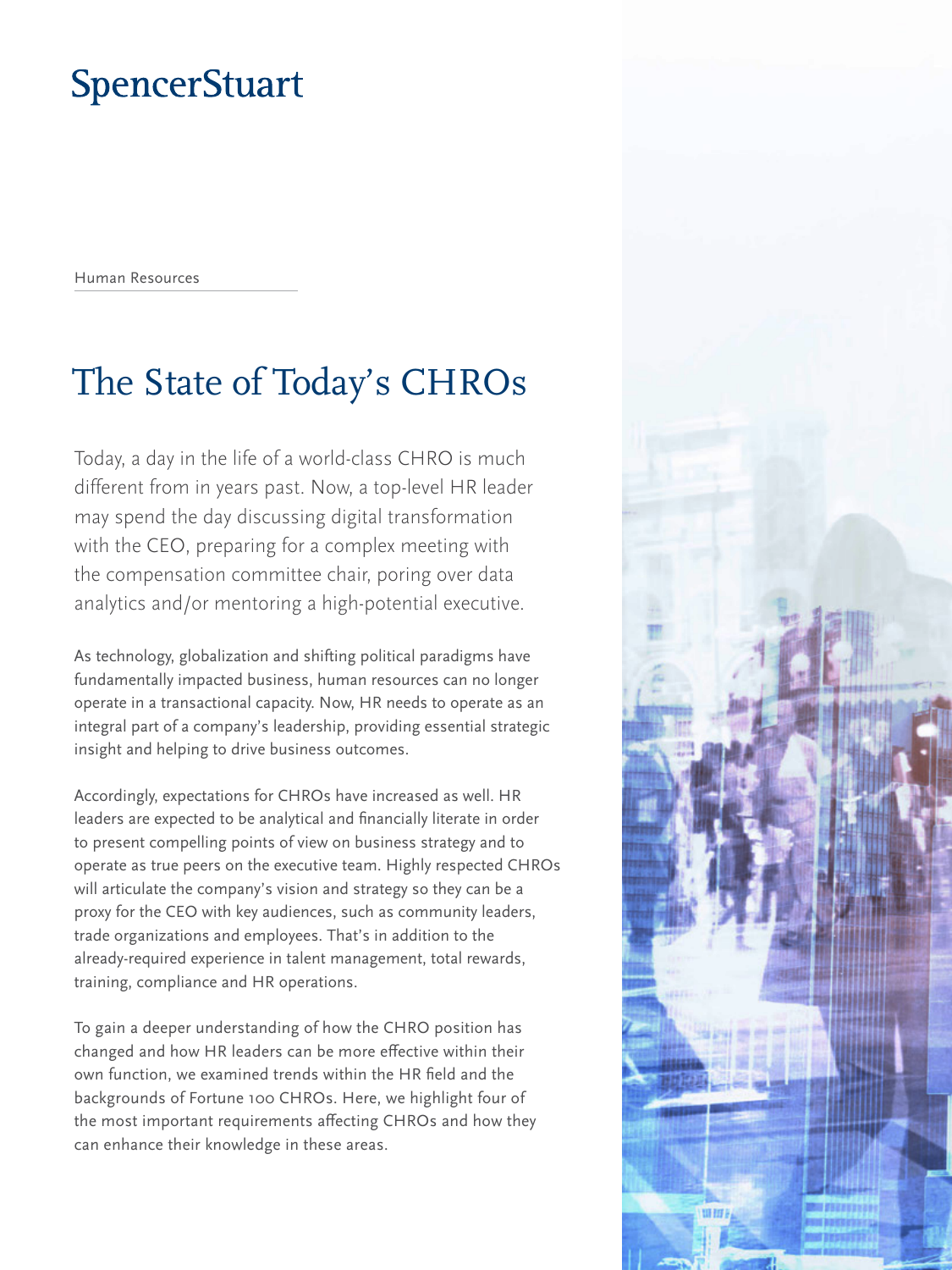SpencerStuart

Human Resources

# The State of Today's CHROs

Today, a day in the life of a world-class CHRO is much different from in years past. Now, a top-level HR leader may spend the day discussing digital transformation with the CEO, preparing for a complex meeting with the compensation committee chair, poring over data analytics and/or mentoring a high-potential executive.

As technology, globalization and shifting political paradigms have fundamentally impacted business, human resources can no longer operate in a transactional capacity. Now, HR needs to operate as an integral part of a company's leadership, providing essential strategic insight and helping to drive business outcomes.

Accordingly, expectations for CHROs have increased as well. HR leaders are expected to be analytical and financially literate in order to present compelling points of view on business strategy and to operate as true peers on the executive team. Highly respected CHROs will articulate the company's vision and strategy so they can be a proxy for the CEO with key audiences, such as community leaders, trade organizations and employees. That's in addition to the already-required experience in talent management, total rewards, training, compliance and HR operations.

To gain a deeper understanding of how the CHRO position has changed and how HR leaders can be more effective within their own function, we examined trends within the HR field and the backgrounds of Fortune 100 CHROs. Here, we highlight four of the most important requirements affecting CHROs and how they can enhance their knowledge in these areas.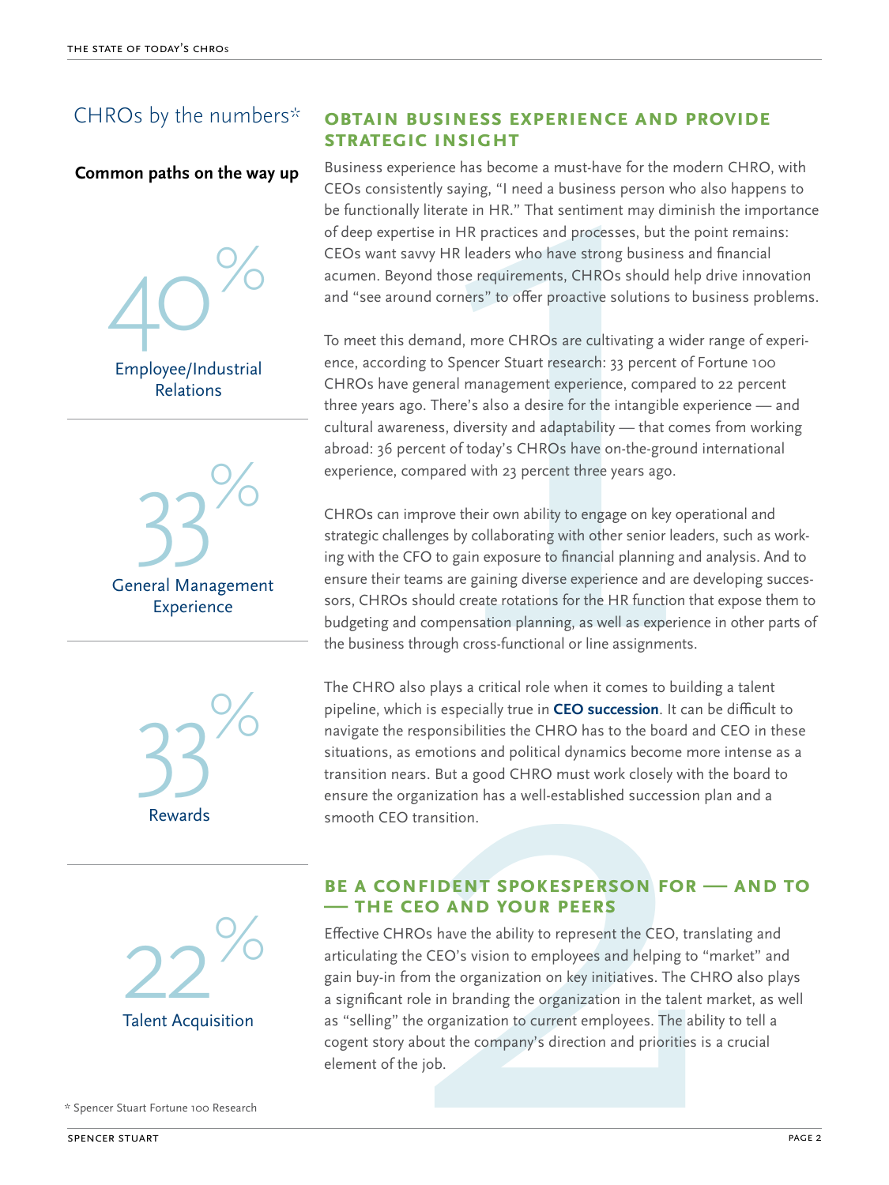## CHROs by the numbers*

**Common paths on the way up**

40% Employee/Industrial Relations

33% General Management Experience

33% Rewards

22% Talent Acquisition

* Spencer Stuart Fortune 100 Research

## OBTAIN BUSINESS EXPERIENCE AND PROVIDE STRATEGIC INSIGHT

Business experience has become a must-have for the modern CHRO, with CEOs consistently saying, "I need a business person who also happens to be functionally literate in HR." That sentiment may diminish the importance of deep expertise in HR practices and processes, but the point remains: CEOs want savvy HR leaders who have strong business and financial acumen. Beyond those requirements, CHROs should help drive innovation and "see around corners" to offer proactive solutions to business problems.

To meet this demand, more CHROs are cultivating a wider range of experience, according to Spencer Stuart research: 33 percent of Fortune 100 CHROs have general management experience, compared to 22 percent three years ago. There's also a desire for the intangible experience — and cultural awareness, diversity and adaptability — that comes from working abroad: 36 percent of today's CHROs have on-the-ground international experience, compared with 23 percent three years ago.

CHROs can improve their own ability to engage on key operational and strategic challenges by collaborating with other senior leaders, such as working with the CFO to gain exposure to financial planning and analysis. And to ensure their teams are gaining diverse experience and are developing successors, CHROs should create rotations for the HR function that expose them to budgeting and compensation planning, as well as experience in other parts of the business through cross-functional or line assignments.

The CHRO also plays a critical role when it comes to building a talent pipeline, which is especially true in **CEO succession**. It can be difficult to navigate the responsibilities the CHRO has to the board and CEO in these situations, as emotions and political dynamics become more intense as a transition nears. But a good CHRO must work closely with the board to ensure the organization has a well-established succession plan and a smooth CEO transition.

## BE A CONFIDENT SPOKESPERSON FOR — AND TO — THE CEO AND YOUR PEERS

Effective CHROs have the ability to represent the CEO, translating and articulating the CEO's vision to employees and helping to "market" and gain buy-in from the organization on key initiatives. The CHRO also plays a significant role in branding the organization in the talent market, as well as "selling" the organization to current employees. The ability to tell a cogent story about the company's direction and priorities is a crucial element of the job.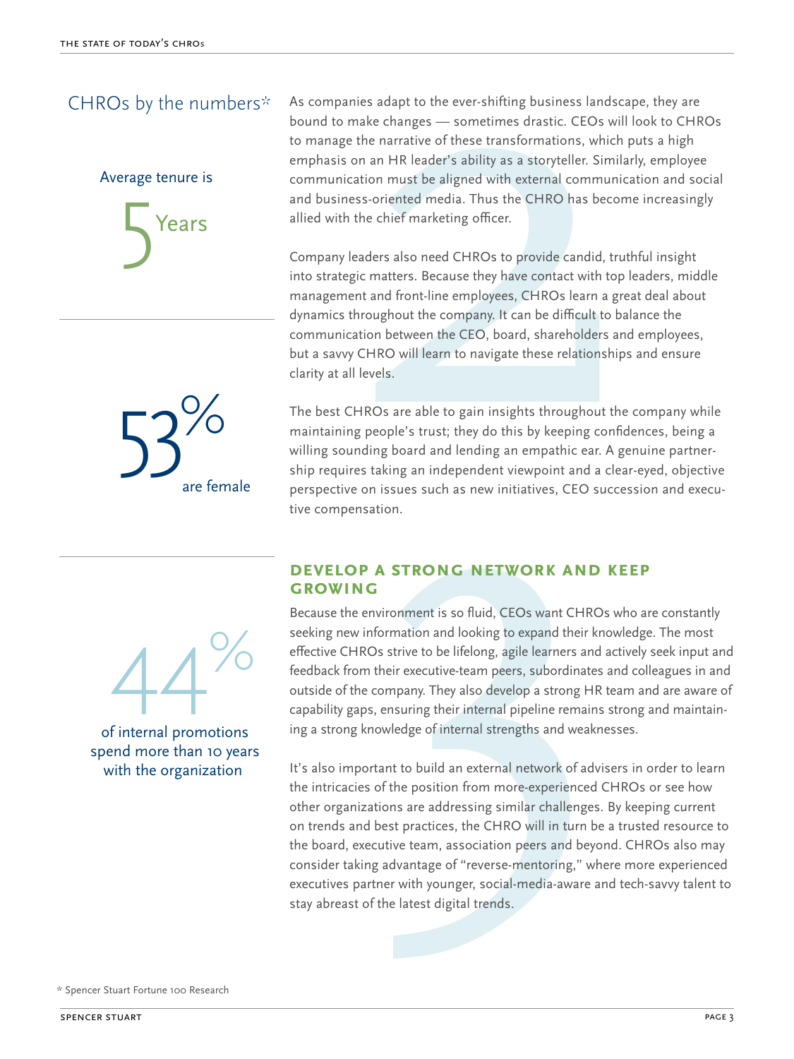## CHROs by the numbers*

Average tenure is

5 Years

53% are female

44% of internal promotions spend more than 10 years with the organization

As companies adapt to the ever-shifting business landscape, they are bound to make changes — sometimes drastic. CEOs will look to CHROs to manage the narrative of these transformations, which puts a high emphasis on an HR leader's ability as a storyteller. Similarly, employee communication must be aligned with external communication and social and business-oriented media. Thus the CHRO has become increasingly allied with the chief marketing officer.

Company leaders also need CHROs to provide candid, truthful insight into strategic matters. Because they have contact with top leaders, middle management and front-line employees, CHROs learn a great deal about dynamics throughout the company. It can be difficult to balance the communication between the CEO, board, shareholders and employees, but a savvy CHRO will learn to navigate these relationships and ensure clarity at all levels.

The best CHROs are able to gain insights throughout the company while maintaining people's trust; they do this by keeping confidences, being a willing sounding board and lending an empathic ear. A genuine partnership requires taking an independent viewpoint and a clear-eyed, objective perspective on issues such as new initiatives, CEO succession and executive compensation.

### DEVELOP A STRONG NETWORK AND KEEP GROWING

Because the environment is so fluid, CEOs want CHROs who are constantly seeking new information and looking to expand their knowledge. The most effective CHROs strive to be lifelong, agile learners and actively seek input and feedback from their executive-team peers, subordinates and colleagues in and outside of the company. They also develop a strong HR team and are aware of capability gaps, ensuring their internal pipeline remains strong and maintaining a strong knowledge of internal strengths and weaknesses.

It's also important to build an external network of advisers in order to learn the intricacies of the position from more-experienced CHROs or see how other organizations are addressing similar challenges. By keeping current on trends and best practices, the CHRO will in turn be a trusted resource to the board, executive team, association peers and beyond. CHROs also may consider taking advantage of "reverse-mentoring," where more experienced executives partner with younger, social-media-aware and tech-savvy talent to stay abreast of the latest digital trends.

* Spencer Stuart Fortune 100 Research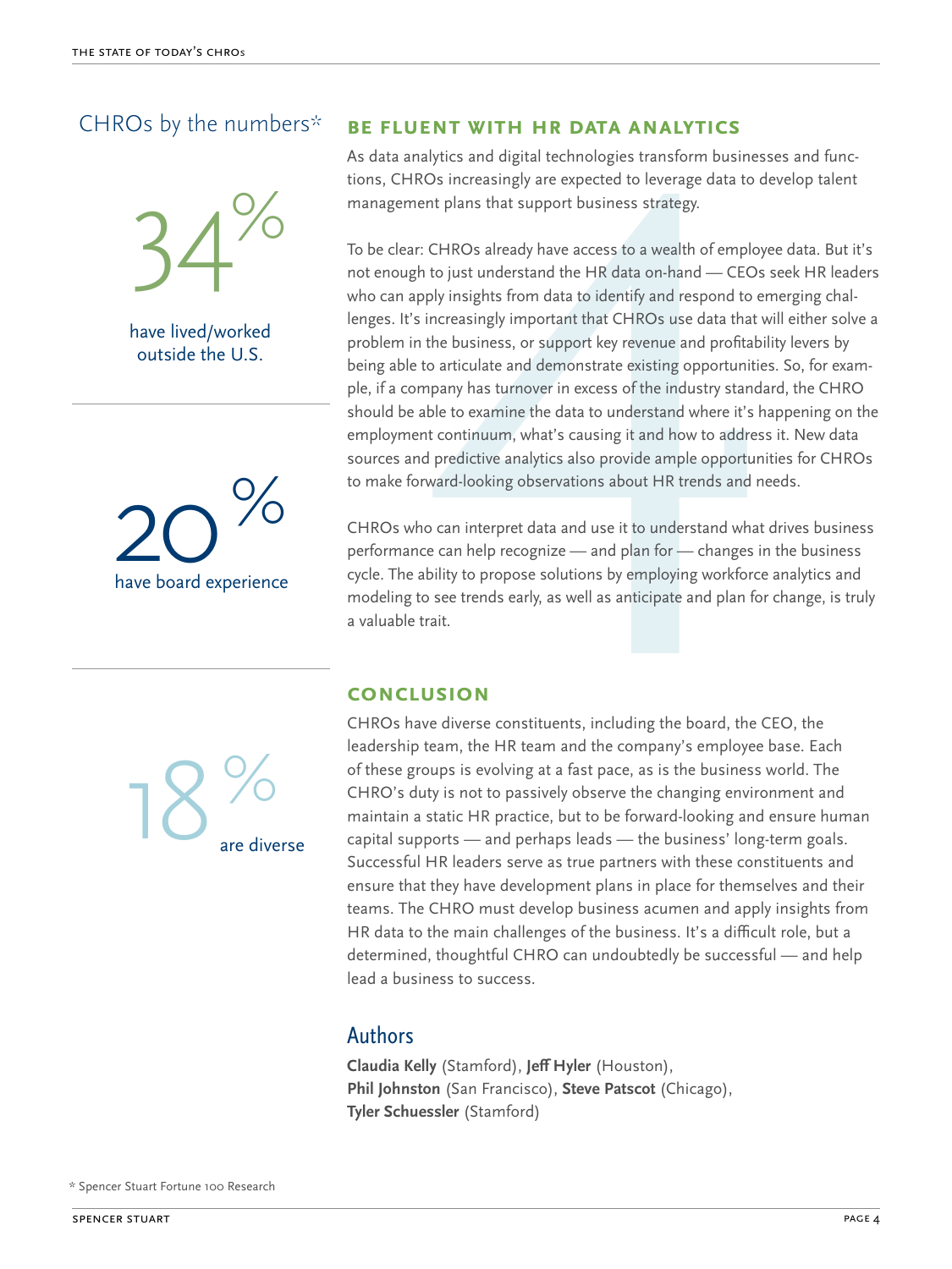## CHROs by the numbers*

**34%** have lived/worked outside the U.S.

**20%** have board experience

**18%** are diverse

## BE FLUENT WITH HR DATA ANALYTICS

As data analytics and digital technologies transform businesses and functions, CHROs increasingly are expected to leverage data to develop talent management plans that support business strategy.

To be clear: CHROs already have access to a wealth of employee data. But it's not enough to just understand the HR data on-hand — CEOs seek HR leaders who can apply insights from data to identify and respond to emerging challenges. It's increasingly important that CHROs use data that will either solve a problem in the business, or support key revenue and profitability levers by being able to articulate and demonstrate existing opportunities. So, for example, if a company has turnover in excess of the industry standard, the CHRO should be able to examine the data to understand where it's happening on the employment continuum, what's causing it and how to address it. New data sources and predictive analytics also provide ample opportunities for CHROs to make forward-looking observations about HR trends and needs.

CHROs who can interpret data and use it to understand what drives business performance can help recognize — and plan for — changes in the business cycle. The ability to propose solutions by employing workforce analytics and modeling to see trends early, as well as anticipate and plan for change, is truly a valuable trait.

## CONCLUSION

CHROs have diverse constituents, including the board, the CEO, the leadership team, the HR team and the company's employee base. Each of these groups is evolving at a fast pace, as is the business world. The CHRO's duty is not to passively observe the changing environment and maintain a static HR practice, but to be forward-looking and ensure human capital supports — and perhaps leads — the business' long-term goals. Successful HR leaders serve as true partners with these constituents and ensure that they have development plans in place for themselves and their teams. The CHRO must develop business acumen and apply insights from HR data to the main challenges of the business. It's a difficult role, but a determined, thoughtful CHRO can undoubtedly be successful — and help lead a business to success.

## Authors

**Claudia Kelly** (Stamford), **Jeff Hyler** (Houston), **Phil Johnston** (San Francisco), **Steve Patscot** (Chicago), **Tyler Schuessler** (Stamford)

* Spencer Stuart Fortune 100 Research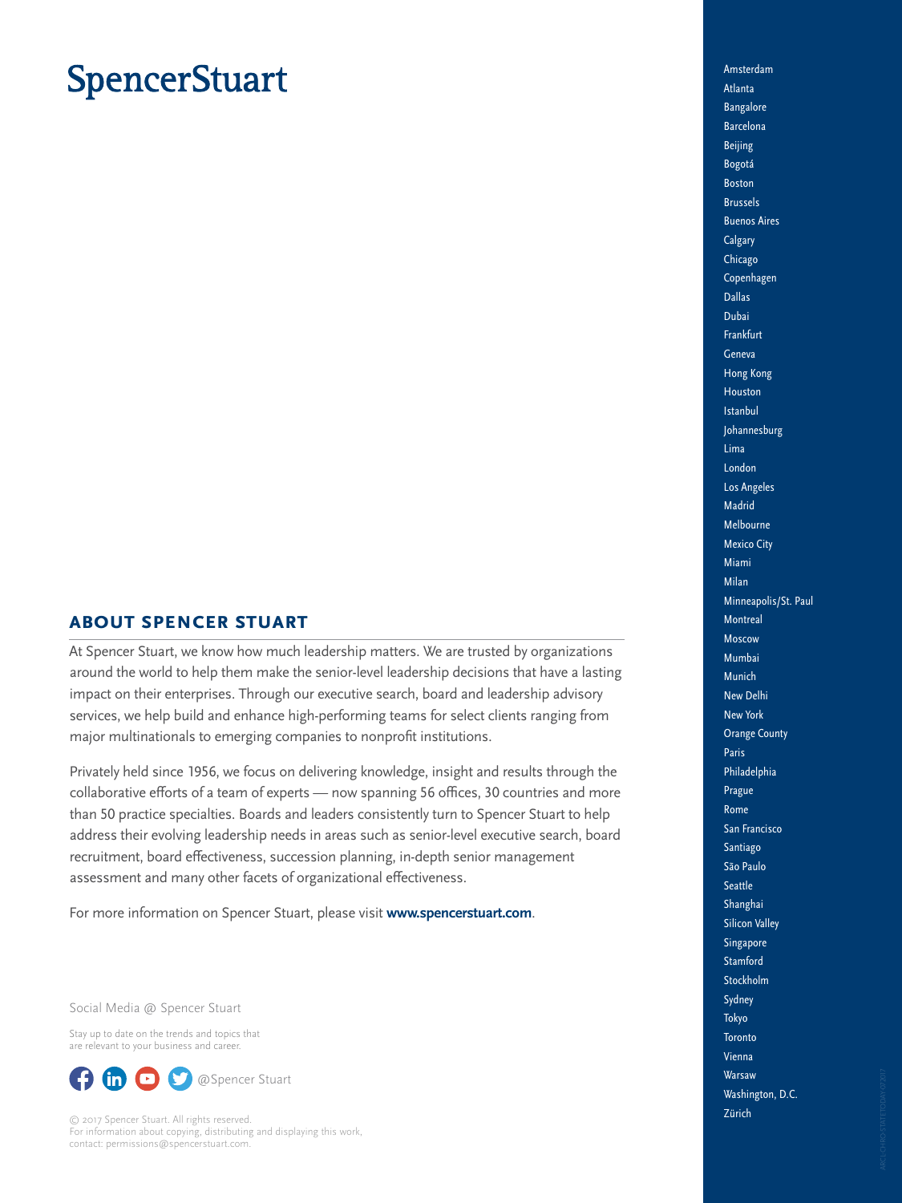# SpencerStuart

## ABOUT SPENCER STUART

At Spencer Stuart, we know how much leadership matters. We are trusted by organizations around the world to help them make the senior-level leadership decisions that have a lasting impact on their enterprises. Through our executive search, board and leadership advisory services, we help build and enhance high-performing teams for select clients ranging from major multinationals to emerging companies to nonprofit institutions.

Privately held since 1956, we focus on delivering knowledge, insight and results through the collaborative efforts of a team of experts — now spanning 56 offices, 30 countries and more than 50 practice specialties. Boards and leaders consistently turn to Spencer Stuart to help address their evolving leadership needs in areas such as senior-level executive search, board recruitment, board effectiveness, succession planning, in-depth senior management assessment and many other facets of organizational effectiveness.

For more information on Spencer Stuart, please visit **www.spencerstuart.com**.

Social Media @ Spencer Stuart

Stay up to date on the trends and topics that are relevant to your business and career.

@Spencer Stuart

© 2017 Spencer Stuart. All rights reserved.
For information about copying, distributing and displaying this work, contact: permissions@spencerstuart.com.

Amsterdam
Atlanta
Bangalore
Barcelona
Beijing
Bogotá
Boston
Brussels
Buenos Aires
Calgary
Chicago
Copenhagen
Dallas
Dubai
Frankfurt
Geneva
Hong Kong
Houston
Istanbul
Johannesburg
Lima
London
Los Angeles
Madrid
Melbourne
Mexico City
Miami
Milan
Minneapolis/St. Paul
Montreal
Moscow
Mumbai
Munich
New Delhi
New York
Orange County
Paris
Philadelphia
Prague
Rome
San Francisco
Santiago
São Paulo
Seattle
Shanghai
Silicon Valley
Singapore
Stamford
Stockholm
Sydney
Tokyo
Toronto
Vienna
Warsaw
Washington, D.C.
Zürich